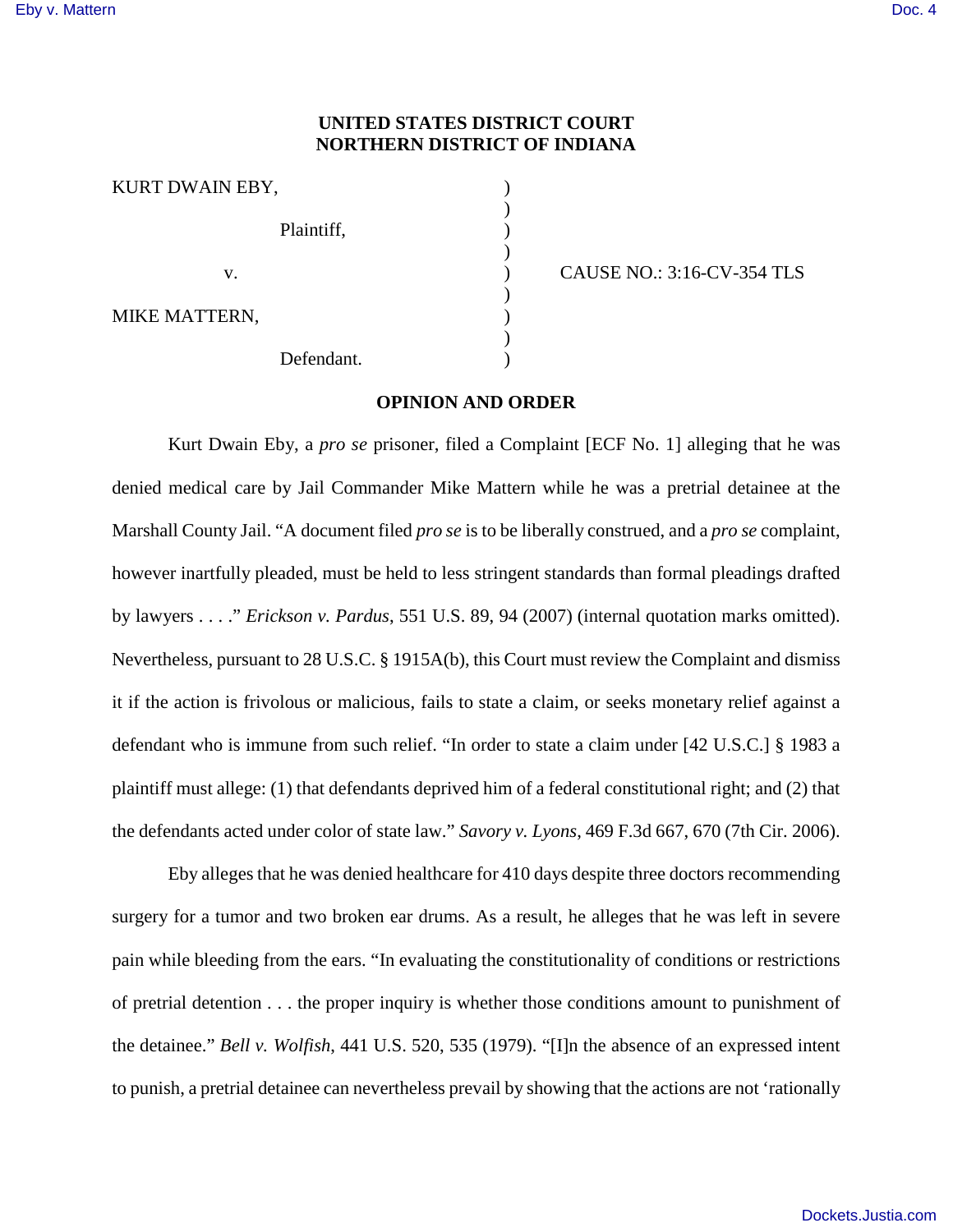**UNITED STATES DISTRICT COURT**
**NORTHERN DISTRICT OF INDIANA**

| | | |
|---|---|---|
| KURT DWAIN EBY, | ) | |
| | ) | |
| Plaintiff, | ) | |
| | ) | |
| v. | ) | CAUSE NO.: 3:16-CV-354 TLS |
| | ) | |
| MIKE MATTERN, | ) | |
| | ) | |
| Defendant. | ) | |

**OPINION AND ORDER**

Kurt Dwain Eby, a *pro se* prisoner, filed a Complaint [ECF No. 1] alleging that he was denied medical care by Jail Commander Mike Mattern while he was a pretrial detainee at the Marshall County Jail. "A document filed *pro se* is to be liberally construed, and a *pro se* complaint, however inartfully pleaded, must be held to less stringent standards than formal pleadings drafted by lawyers . . . ." *Erickson v. Pardus*, 551 U.S. 89, 94 (2007) (internal quotation marks omitted). Nevertheless, pursuant to 28 U.S.C. § 1915A(b), this Court must review the Complaint and dismiss it if the action is frivolous or malicious, fails to state a claim, or seeks monetary relief against a defendant who is immune from such relief. "In order to state a claim under [42 U.S.C.] § 1983 a plaintiff must allege: (1) that defendants deprived him of a federal constitutional right; and (2) that the defendants acted under color of state law." *Savory v. Lyons*, 469 F.3d 667, 670 (7th Cir. 2006).

Eby alleges that he was denied healthcare for 410 days despite three doctors recommending surgery for a tumor and two broken ear drums. As a result, he alleges that he was left in severe pain while bleeding from the ears. "In evaluating the constitutionality of conditions or restrictions of pretrial detention . . . the proper inquiry is whether those conditions amount to punishment of the detainee." *Bell v. Wolfish*, 441 U.S. 520, 535 (1979). "[I]n the absence of an expressed intent to punish, a pretrial detainee can nevertheless prevail by showing that the actions are not 'rationally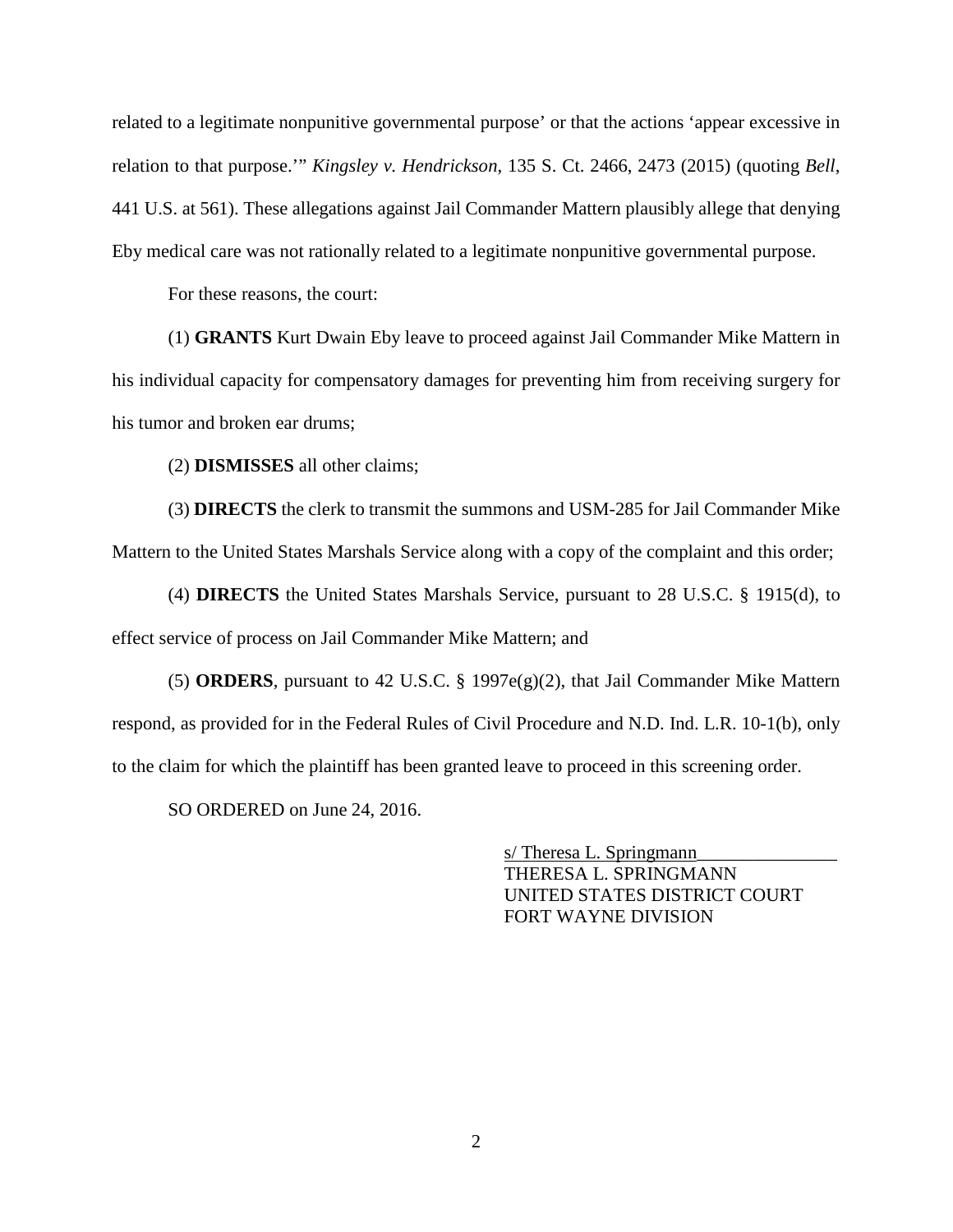related to a legitimate nonpunitive governmental purpose' or that the actions 'appear excessive in relation to that purpose.'" *Kingsley v. Hendrickson*, 135 S. Ct. 2466, 2473 (2015) (quoting *Bell*, 441 U.S. at 561). These allegations against Jail Commander Mattern plausibly allege that denying Eby medical care was not rationally related to a legitimate nonpunitive governmental purpose.

For these reasons, the court:

(1) **GRANTS** Kurt Dwain Eby leave to proceed against Jail Commander Mike Mattern in his individual capacity for compensatory damages for preventing him from receiving surgery for his tumor and broken ear drums;

(2) **DISMISSES** all other claims;

(3) **DIRECTS** the clerk to transmit the summons and USM-285 for Jail Commander Mike Mattern to the United States Marshals Service along with a copy of the complaint and this order;

(4) **DIRECTS** the United States Marshals Service, pursuant to 28 U.S.C. § 1915(d), to effect service of process on Jail Commander Mike Mattern; and

(5) **ORDERS**, pursuant to 42 U.S.C. § 1997e(g)(2), that Jail Commander Mike Mattern respond, as provided for in the Federal Rules of Civil Procedure and N.D. Ind. L.R. 10-1(b), only to the claim for which the plaintiff has been granted leave to proceed in this screening order.

SO ORDERED on June 24, 2016.

s/ Theresa L. Springmann
THERESA L. SPRINGMANN
UNITED STATES DISTRICT COURT
FORT WAYNE DIVISION